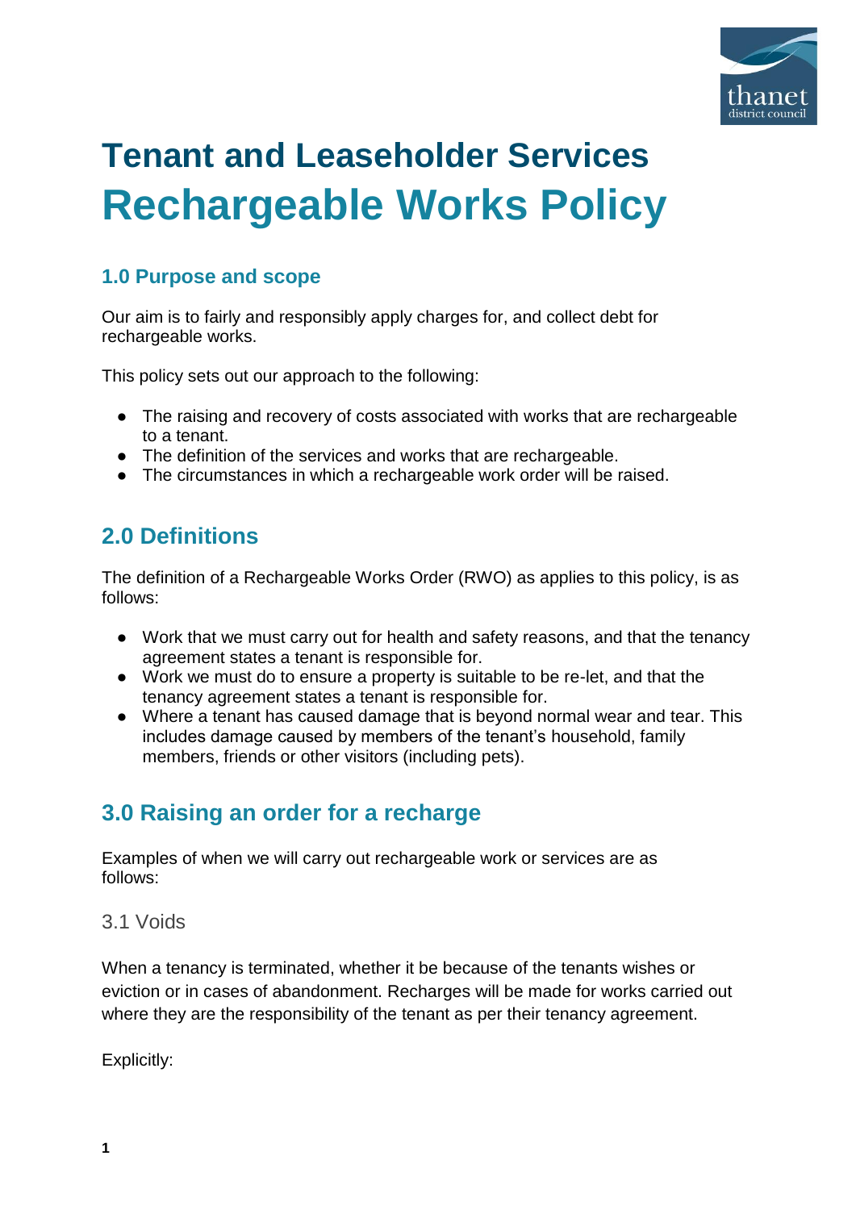# Tenant and Leaseholder Services
# Rechargeable Works Policy

## 1.0 Purpose and scope

Our aim is to fairly and responsibly apply charges for, and collect debt for rechargeable works.

This policy sets out our approach to the following:

- The raising and recovery of costs associated with works that are rechargeable to a tenant.
- The definition of the services and works that are rechargeable.
- The circumstances in which a rechargeable work order will be raised.

## 2.0 Definitions

The definition of a Rechargeable Works Order (RWO) as applies to this policy, is as follows:

- Work that we must carry out for health and safety reasons, and that the tenancy agreement states a tenant is responsible for.
- Work we must do to ensure a property is suitable to be re-let, and that the tenancy agreement states a tenant is responsible for.
- Where a tenant has caused damage that is beyond normal wear and tear. This includes damage caused by members of the tenant's household, family members, friends or other visitors (including pets).

## 3.0 Raising an order for a recharge

Examples of when we will carry out rechargeable work or services are as follows:

### 3.1 Voids

When a tenancy is terminated, whether it be because of the tenants wishes or eviction or in cases of abandonment. Recharges will be made for works carried out where they are the responsibility of the tenant as per their tenancy agreement.

Explicitly: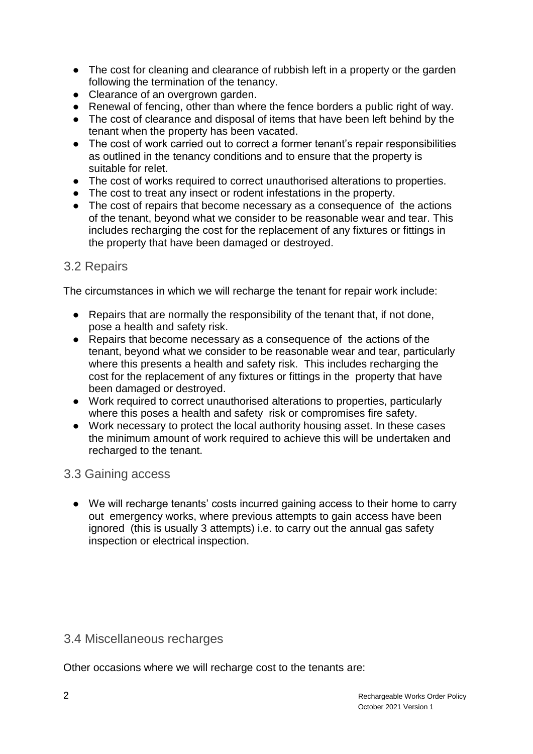- The cost for cleaning and clearance of rubbish left in a property or the garden following the termination of the tenancy.
- Clearance of an overgrown garden.
- Renewal of fencing, other than where the fence borders a public right of way.
- The cost of clearance and disposal of items that have been left behind by the tenant when the property has been vacated.
- The cost of work carried out to correct a former tenant's repair responsibilities as outlined in the tenancy conditions and to ensure that the property is suitable for relet.
- The cost of works required to correct unauthorised alterations to properties.
- The cost to treat any insect or rodent infestations in the property.
- The cost of repairs that become necessary as a consequence of the actions of the tenant, beyond what we consider to be reasonable wear and tear. This includes recharging the cost for the replacement of any fixtures or fittings in the property that have been damaged or destroyed.

## 3.2 Repairs

The circumstances in which we will recharge the tenant for repair work include:

- Repairs that are normally the responsibility of the tenant that, if not done, pose a health and safety risk.
- Repairs that become necessary as a consequence of the actions of the tenant, beyond what we consider to be reasonable wear and tear, particularly where this presents a health and safety risk. This includes recharging the cost for the replacement of any fixtures or fittings in the property that have been damaged or destroyed.
- Work required to correct unauthorised alterations to properties, particularly where this poses a health and safety risk or compromises fire safety.
- Work necessary to protect the local authority housing asset. In these cases the minimum amount of work required to achieve this will be undertaken and recharged to the tenant.

## 3.3 Gaining access

- We will recharge tenants' costs incurred gaining access to their home to carry out emergency works, where previous attempts to gain access have been ignored (this is usually 3 attempts) i.e. to carry out the annual gas safety inspection or electrical inspection.

## 3.4 Miscellaneous recharges

Other occasions where we will recharge cost to the tenants are: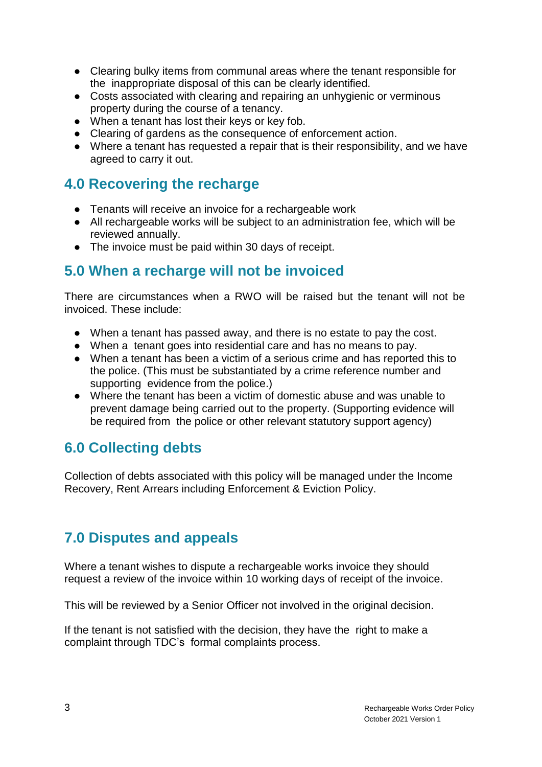- Clearing bulky items from communal areas where the tenant responsible for the inappropriate disposal of this can be clearly identified.
- Costs associated with clearing and repairing an unhygienic or verminous property during the course of a tenancy.
- When a tenant has lost their keys or key fob.
- Clearing of gardens as the consequence of enforcement action.
- Where a tenant has requested a repair that is their responsibility, and we have agreed to carry it out.

## 4.0 Recovering the recharge

- Tenants will receive an invoice for a rechargeable work
- All rechargeable works will be subject to an administration fee, which will be reviewed annually.
- The invoice must be paid within 30 days of receipt.

## 5.0 When a recharge will not be invoiced

There are circumstances when a RWO will be raised but the tenant will not be invoiced. These include:

- When a tenant has passed away, and there is no estate to pay the cost.
- When a tenant goes into residential care and has no means to pay.
- When a tenant has been a victim of a serious crime and has reported this to the police. (This must be substantiated by a crime reference number and supporting evidence from the police.)
- Where the tenant has been a victim of domestic abuse and was unable to prevent damage being carried out to the property. (Supporting evidence will be required from the police or other relevant statutory support agency)

## 6.0 Collecting debts

Collection of debts associated with this policy will be managed under the Income Recovery, Rent Arrears including Enforcement & Eviction Policy.

## 7.0 Disputes and appeals

Where a tenant wishes to dispute a rechargeable works invoice they should request a review of the invoice within 10 working days of receipt of the invoice.

This will be reviewed by a Senior Officer not involved in the original decision.

If the tenant is not satisfied with the decision, they have the right to make a complaint through TDC's formal complaints process.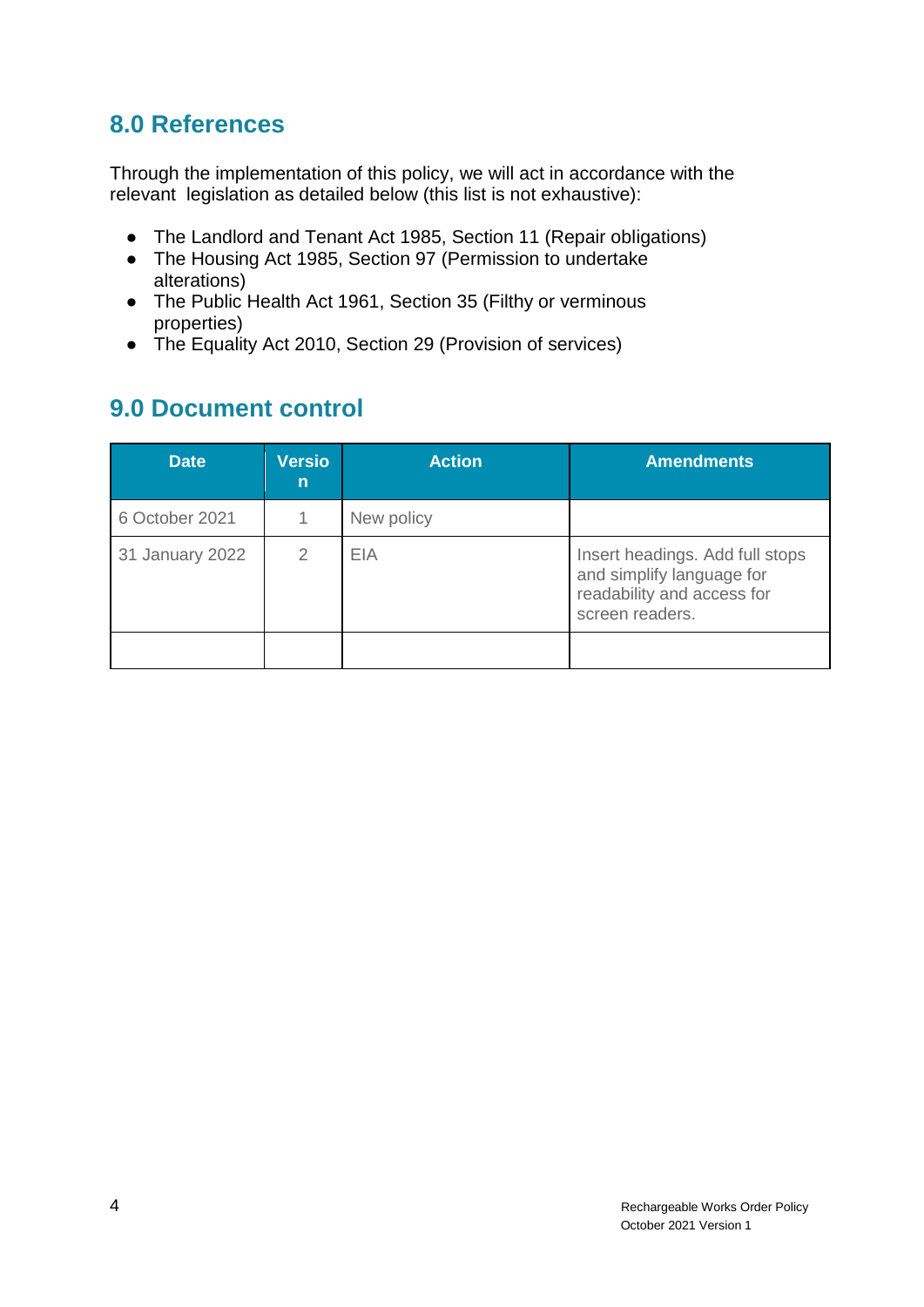## 8.0 References

Through the implementation of this policy, we will act in accordance with the relevant legislation as detailed below (this list is not exhaustive):

- The Landlord and Tenant Act 1985, Section 11 (Repair obligations)
- The Housing Act 1985, Section 97 (Permission to undertake alterations)
- The Public Health Act 1961, Section 35 (Filthy or verminous properties)
- The Equality Act 2010, Section 29 (Provision of services)

## 9.0 Document control

| Date | Version | Action | Amendments |
|---|---|---|---|
| 6 October 2021 | 1 | New policy | |
| 31 January 2022 | 2 | EIA | Insert headings. Add full stops and simplify language for readability and access for screen readers. |
| | | | |